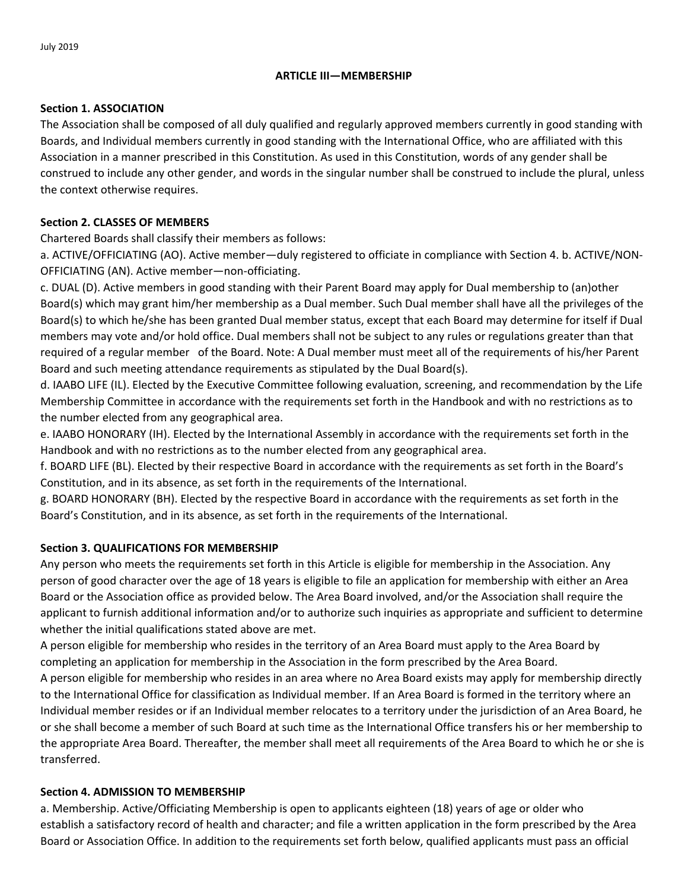July 2019

## ARTICLE III—MEMBERSHIP

**Section 1. ASSOCIATION**
The Association shall be composed of all duly qualified and regularly approved members currently in good standing with Boards, and Individual members currently in good standing with the International Office, who are affiliated with this Association in a manner prescribed in this Constitution. As used in this Constitution, words of any gender shall be construed to include any other gender, and words in the singular number shall be construed to include the plural, unless the context otherwise requires.

**Section 2. CLASSES OF MEMBERS**
Chartered Boards shall classify their members as follows:
a. ACTIVE/OFFICIATING (AO). Active member—duly registered to officiate in compliance with Section 4. b. ACTIVE/NON-OFFICIATING (AN). Active member—non-officiating.
c. DUAL (D). Active members in good standing with their Parent Board may apply for Dual membership to (an)other Board(s) which may grant him/her membership as a Dual member. Such Dual member shall have all the privileges of the Board(s) to which he/she has been granted Dual member status, except that each Board may determine for itself if Dual members may vote and/or hold office. Dual members shall not be subject to any rules or regulations greater than that required of a regular member of the Board. Note: A Dual member must meet all of the requirements of his/her Parent Board and such meeting attendance requirements as stipulated by the Dual Board(s).
d. IAABO LIFE (IL). Elected by the Executive Committee following evaluation, screening, and recommendation by the Life Membership Committee in accordance with the requirements set forth in the Handbook and with no restrictions as to the number elected from any geographical area.
e. IAABO HONORARY (IH). Elected by the International Assembly in accordance with the requirements set forth in the Handbook and with no restrictions as to the number elected from any geographical area.
f. BOARD LIFE (BL). Elected by their respective Board in accordance with the requirements as set forth in the Board's Constitution, and in its absence, as set forth in the requirements of the International.
g. BOARD HONORARY (BH). Elected by the respective Board in accordance with the requirements as set forth in the Board's Constitution, and in its absence, as set forth in the requirements of the International.

**Section 3. QUALIFICATIONS FOR MEMBERSHIP**
Any person who meets the requirements set forth in this Article is eligible for membership in the Association. Any person of good character over the age of 18 years is eligible to file an application for membership with either an Area Board or the Association office as provided below. The Area Board involved, and/or the Association shall require the applicant to furnish additional information and/or to authorize such inquiries as appropriate and sufficient to determine whether the initial qualifications stated above are met.
A person eligible for membership who resides in the territory of an Area Board must apply to the Area Board by completing an application for membership in the Association in the form prescribed by the Area Board.
A person eligible for membership who resides in an area where no Area Board exists may apply for membership directly to the International Office for classification as Individual member. If an Area Board is formed in the territory where an Individual member resides or if an Individual member relocates to a territory under the jurisdiction of an Area Board, he or she shall become a member of such Board at such time as the International Office transfers his or her membership to the appropriate Area Board. Thereafter, the member shall meet all requirements of the Area Board to which he or she is transferred.

**Section 4. ADMISSION TO MEMBERSHIP**
a. Membership. Active/Officiating Membership is open to applicants eighteen (18) years of age or older who establish a satisfactory record of health and character; and file a written application in the form prescribed by the Area Board or Association Office. In addition to the requirements set forth below, qualified applicants must pass an official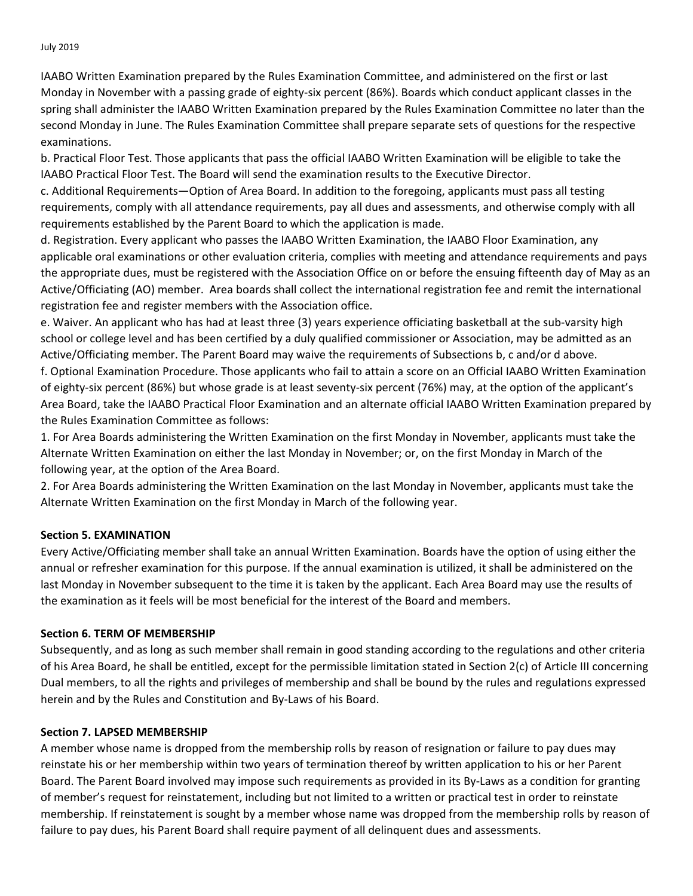IAABO Written Examination prepared by the Rules Examination Committee, and administered on the first or last Monday in November with a passing grade of eighty-six percent (86%). Boards which conduct applicant classes in the spring shall administer the IAABO Written Examination prepared by the Rules Examination Committee no later than the second Monday in June. The Rules Examination Committee shall prepare separate sets of questions for the respective examinations.

b. Practical Floor Test. Those applicants that pass the official IAABO Written Examination will be eligible to take the IAABO Practical Floor Test. The Board will send the examination results to the Executive Director.

c. Additional Requirements—Option of Area Board. In addition to the foregoing, applicants must pass all testing requirements, comply with all attendance requirements, pay all dues and assessments, and otherwise comply with all requirements established by the Parent Board to which the application is made.

d. Registration. Every applicant who passes the IAABO Written Examination, the IAABO Floor Examination, any applicable oral examinations or other evaluation criteria, complies with meeting and attendance requirements and pays the appropriate dues, must be registered with the Association Office on or before the ensuing fifteenth day of May as an Active/Officiating (AO) member. Area boards shall collect the international registration fee and remit the international registration fee and register members with the Association office.

e. Waiver. An applicant who has had at least three (3) years experience officiating basketball at the sub-varsity high school or college level and has been certified by a duly qualified commissioner or Association, may be admitted as an Active/Officiating member. The Parent Board may waive the requirements of Subsections b, c and/or d above.

f. Optional Examination Procedure. Those applicants who fail to attain a score on an Official IAABO Written Examination of eighty-six percent (86%) but whose grade is at least seventy-six percent (76%) may, at the option of the applicant's Area Board, take the IAABO Practical Floor Examination and an alternate official IAABO Written Examination prepared by the Rules Examination Committee as follows:

1. For Area Boards administering the Written Examination on the first Monday in November, applicants must take the Alternate Written Examination on either the last Monday in November; or, on the first Monday in March of the following year, at the option of the Area Board.

2. For Area Boards administering the Written Examination on the last Monday in November, applicants must take the Alternate Written Examination on the first Monday in March of the following year.

**Section 5. EXAMINATION**

Every Active/Officiating member shall take an annual Written Examination. Boards have the option of using either the annual or refresher examination for this purpose. If the annual examination is utilized, it shall be administered on the last Monday in November subsequent to the time it is taken by the applicant. Each Area Board may use the results of the examination as it feels will be most beneficial for the interest of the Board and members.

**Section 6. TERM OF MEMBERSHIP**

Subsequently, and as long as such member shall remain in good standing according to the regulations and other criteria of his Area Board, he shall be entitled, except for the permissible limitation stated in Section 2(c) of Article III concerning Dual members, to all the rights and privileges of membership and shall be bound by the rules and regulations expressed herein and by the Rules and Constitution and By-Laws of his Board.

**Section 7. LAPSED MEMBERSHIP**

A member whose name is dropped from the membership rolls by reason of resignation or failure to pay dues may reinstate his or her membership within two years of termination thereof by written application to his or her Parent Board. The Parent Board involved may impose such requirements as provided in its By-Laws as a condition for granting of member's request for reinstatement, including but not limited to a written or practical test in order to reinstate membership. If reinstatement is sought by a member whose name was dropped from the membership rolls by reason of failure to pay dues, his Parent Board shall require payment of all delinquent dues and assessments.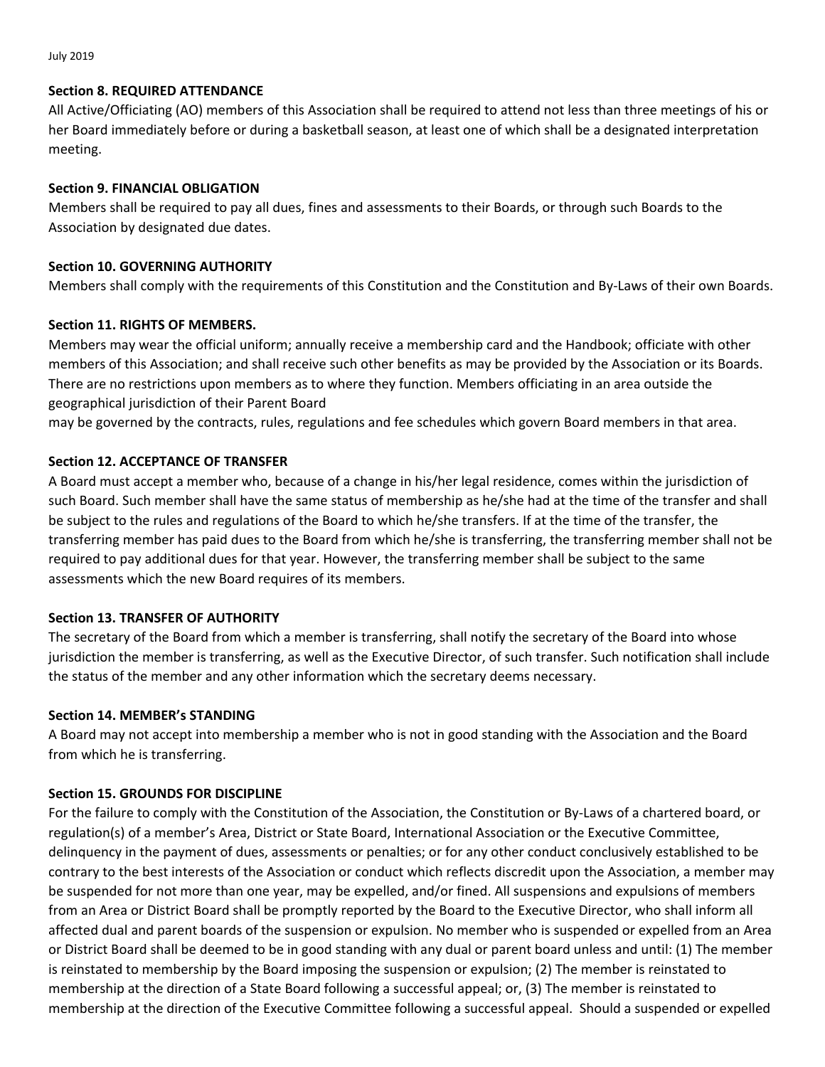**Section 8. REQUIRED ATTENDANCE**

All Active/Officiating (AO) members of this Association shall be required to attend not less than three meetings of his or her Board immediately before or during a basketball season, at least one of which shall be a designated interpretation meeting.

**Section 9. FINANCIAL OBLIGATION**

Members shall be required to pay all dues, fines and assessments to their Boards, or through such Boards to the Association by designated due dates.

**Section 10. GOVERNING AUTHORITY**

Members shall comply with the requirements of this Constitution and the Constitution and By-Laws of their own Boards.

**Section 11. RIGHTS OF MEMBERS.**

Members may wear the official uniform; annually receive a membership card and the Handbook; officiate with other members of this Association; and shall receive such other benefits as may be provided by the Association or its Boards. There are no restrictions upon members as to where they function. Members officiating in an area outside the geographical jurisdiction of their Parent Board
may be governed by the contracts, rules, regulations and fee schedules which govern Board members in that area.

**Section 12. ACCEPTANCE OF TRANSFER**

A Board must accept a member who, because of a change in his/her legal residence, comes within the jurisdiction of such Board. Such member shall have the same status of membership as he/she had at the time of the transfer and shall be subject to the rules and regulations of the Board to which he/she transfers. If at the time of the transfer, the transferring member has paid dues to the Board from which he/she is transferring, the transferring member shall not be required to pay additional dues for that year. However, the transferring member shall be subject to the same assessments which the new Board requires of its members.

**Section 13. TRANSFER OF AUTHORITY**

The secretary of the Board from which a member is transferring, shall notify the secretary of the Board into whose jurisdiction the member is transferring, as well as the Executive Director, of such transfer. Such notification shall include the status of the member and any other information which the secretary deems necessary.

**Section 14. MEMBER's STANDING**

A Board may not accept into membership a member who is not in good standing with the Association and the Board from which he is transferring.

**Section 15. GROUNDS FOR DISCIPLINE**

For the failure to comply with the Constitution of the Association, the Constitution or By-Laws of a chartered board, or regulation(s) of a member's Area, District or State Board, International Association or the Executive Committee, delinquency in the payment of dues, assessments or penalties; or for any other conduct conclusively established to be contrary to the best interests of the Association or conduct which reflects discredit upon the Association, a member may be suspended for not more than one year, may be expelled, and/or fined. All suspensions and expulsions of members from an Area or District Board shall be promptly reported by the Board to the Executive Director, who shall inform all affected dual and parent boards of the suspension or expulsion. No member who is suspended or expelled from an Area or District Board shall be deemed to be in good standing with any dual or parent board unless and until: (1) The member is reinstated to membership by the Board imposing the suspension or expulsion; (2) The member is reinstated to membership at the direction of a State Board following a successful appeal; or, (3) The member is reinstated to membership at the direction of the Executive Committee following a successful appeal. Should a suspended or expelled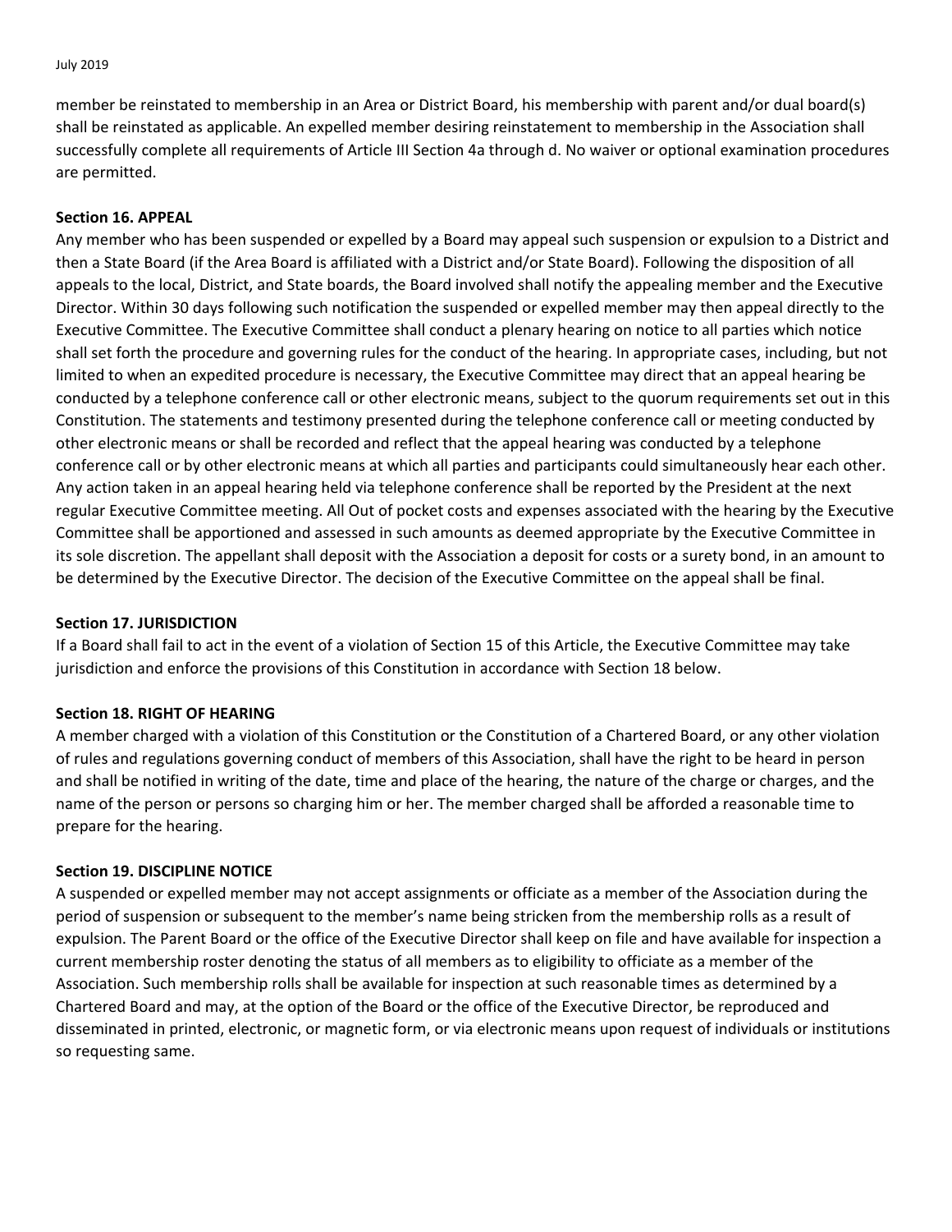member be reinstated to membership in an Area or District Board, his membership with parent and/or dual board(s) shall be reinstated as applicable. An expelled member desiring reinstatement to membership in the Association shall successfully complete all requirements of Article III Section 4a through d. No waiver or optional examination procedures are permitted.

**Section 16. APPEAL**

Any member who has been suspended or expelled by a Board may appeal such suspension or expulsion to a District and then a State Board (if the Area Board is affiliated with a District and/or State Board). Following the disposition of all appeals to the local, District, and State boards, the Board involved shall notify the appealing member and the Executive Director. Within 30 days following such notification the suspended or expelled member may then appeal directly to the Executive Committee. The Executive Committee shall conduct a plenary hearing on notice to all parties which notice shall set forth the procedure and governing rules for the conduct of the hearing. In appropriate cases, including, but not limited to when an expedited procedure is necessary, the Executive Committee may direct that an appeal hearing be conducted by a telephone conference call or other electronic means, subject to the quorum requirements set out in this Constitution. The statements and testimony presented during the telephone conference call or meeting conducted by other electronic means or shall be recorded and reflect that the appeal hearing was conducted by a telephone conference call or by other electronic means at which all parties and participants could simultaneously hear each other. Any action taken in an appeal hearing held via telephone conference shall be reported by the President at the next regular Executive Committee meeting. All Out of pocket costs and expenses associated with the hearing by the Executive Committee shall be apportioned and assessed in such amounts as deemed appropriate by the Executive Committee in its sole discretion. The appellant shall deposit with the Association a deposit for costs or a surety bond, in an amount to be determined by the Executive Director. The decision of the Executive Committee on the appeal shall be final.

**Section 17. JURISDICTION**

If a Board shall fail to act in the event of a violation of Section 15 of this Article, the Executive Committee may take jurisdiction and enforce the provisions of this Constitution in accordance with Section 18 below.

**Section 18. RIGHT OF HEARING**

A member charged with a violation of this Constitution or the Constitution of a Chartered Board, or any other violation of rules and regulations governing conduct of members of this Association, shall have the right to be heard in person and shall be notified in writing of the date, time and place of the hearing, the nature of the charge or charges, and the name of the person or persons so charging him or her. The member charged shall be afforded a reasonable time to prepare for the hearing.

**Section 19. DISCIPLINE NOTICE**

A suspended or expelled member may not accept assignments or officiate as a member of the Association during the period of suspension or subsequent to the member's name being stricken from the membership rolls as a result of expulsion. The Parent Board or the office of the Executive Director shall keep on file and have available for inspection a current membership roster denoting the status of all members as to eligibility to officiate as a member of the Association. Such membership rolls shall be available for inspection at such reasonable times as determined by a Chartered Board and may, at the option of the Board or the office of the Executive Director, be reproduced and disseminated in printed, electronic, or magnetic form, or via electronic means upon request of individuals or institutions so requesting same.